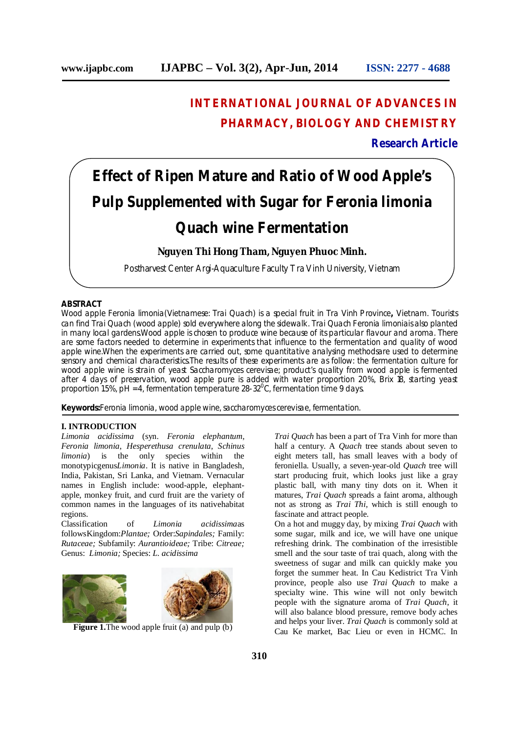# INTERNATIONAL JOURNAL OF ADVANCES IN PHARMACY, BIOLOGY AND CHEMISTRY

**Research Article**

# Effect of Ripen Mature and Ratio of Wood Apple's Pulp Supplemented with Sugar for Feronia limonia Quach wine Fermentation

**Nguyen Thi Hong Tham, Nguyen Phuoc Minh.**

Postharvest Center Argi-Aquaculture Faculty Tra Vinh University, Vietnam

## ABSTRACT

Wood apple Feronia limonia(Vietnamese: Trai Quach) is a special fruit in Tra Vinh Province**,** Vietnam. Tourists can find Trai Quach (wood apple) sold everywhere along the sidewalk. Trai Quach Feronia limoniais also planted in many local gardens.Wood apple is chosen to produce wine because of its particular flavour and aroma. There are some factors needed to determine in experiments that influence to the fermentation and quality of wood apple wine.When the experiments are carried out, some quantitative analysing methodsare used to determine sensory and chemical characteristics.The results of these experiments are as follow: the fermentation culture for wood apple wine is strain of yeast Saccharomyces cerevisae; product's quality from wood apple is fermented after 4 days of preservation, wood apple pure is added with water proportion 20%, Brix 18, starting yeast proportion 15%, pH = 4, fermentation temperature 28-32$^{0}$C, fermentation time 9 days.

**Keywords:** Feronia limonia, wood apple wine, saccharomyces cerevisae, fermentation.

## I. INTRODUCTION

*Limonia acidissima* (syn. *Feronia elephantum*, *Feronia limonia*, *Hesperethusa crenulata*, *Schinus limonia*) is the only species within the monotypicgenus*Limonia*. It is native in Bangladesh, India, Pakistan, Sri Lanka, and Vietnam. Vernacular names in English include: wood-apple, elephant-apple, monkey fruit, and curd fruit are the variety of common names in the languages of its nativehabitat regions.

Classification of *Limonia acidissima*as followsKingdom:*Plantae;* Order:*Sapindales;* Family: *Rutaceae;* Subfamily: *Aurantioideae;* Tribe: *Citreae;* Genus: *Limonia;* Species: *L. acidissima*

**Figure 1.**The wood apple fruit (a) and pulp (b)

*Trai Quach* has been a part of Tra Vinh for more than half a century. A *Quach* tree stands about seven to eight meters tall, has small leaves with a body of feroniella. Usually, a seven-year-old *Quach* tree will start producing fruit, which looks just like a gray plastic ball, with many tiny dots on it. When it matures, *Trai Quach* spreads a faint aroma, although not as strong as *Trai Thi*, which is still enough to fascinate and attract people.

On a hot and muggy day, by mixing *Trai Quach* with some sugar, milk and ice, we will have one unique refreshing drink. The combination of the irresistible smell and the sour taste of trai quach, along with the sweetness of sugar and milk can quickly make you forget the summer heat. In Cau Kedistrict Tra Vinh province, people also use *Trai Quach* to make a specialty wine. This wine will not only bewitch people with the signature aroma of *Trai Quach*, it will also balance blood pressure, remove body aches and helps your liver. *Trai Quach* is commonly sold at Cau Ke market, Bac Lieu or even in HCMC. In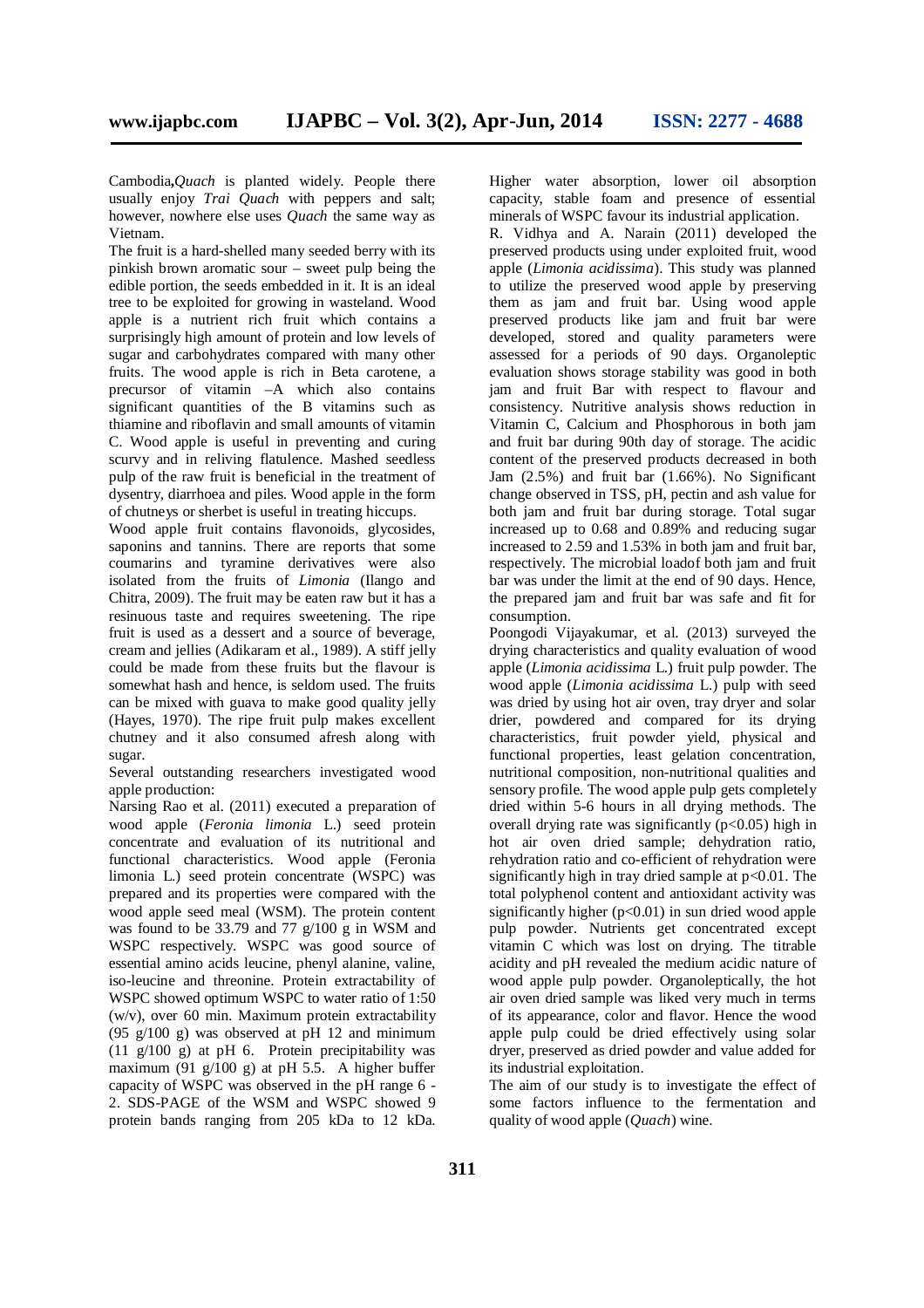Cambodia,*Quach* is planted widely. People there usually enjoy *Trai Quach* with peppers and salt; however, nowhere else uses *Quach* the same way as Vietnam.

The fruit is a hard-shelled many seeded berry with its pinkish brown aromatic sour – sweet pulp being the edible portion, the seeds embedded in it. It is an ideal tree to be exploited for growing in wasteland. Wood apple is a nutrient rich fruit which contains a surprisingly high amount of protein and low levels of sugar and carbohydrates compared with many other fruits. The wood apple is rich in Beta carotene, a precursor of vitamin –A which also contains significant quantities of the B vitamins such as thiamine and riboflavin and small amounts of vitamin C. Wood apple is useful in preventing and curing scurvy and in reliving flatulence. Mashed seedless pulp of the raw fruit is beneficial in the treatment of dysentry, diarrhoea and piles. Wood apple in the form of chutneys or sherbet is useful in treating hiccups.

Wood apple fruit contains flavonoids, glycosides, saponins and tannins. There are reports that some coumarins and tyramine derivatives were also isolated from the fruits of *Limonia* (Ilango and Chitra, 2009). The fruit may be eaten raw but it has a resinuous taste and requires sweetening. The ripe fruit is used as a dessert and a source of beverage, cream and jellies (Adikaram et al., 1989). A stiff jelly could be made from these fruits but the flavour is somewhat hash and hence, is seldom used. The fruits can be mixed with guava to make good quality jelly (Hayes, 1970). The ripe fruit pulp makes excellent chutney and it also consumed afresh along with sugar.

Several outstanding researchers investigated wood apple production:

Narsing Rao et al. (2011) executed a preparation of wood apple (*Feronia limonia* L.) seed protein concentrate and evaluation of its nutritional and functional characteristics. Wood apple (Feronia limonia L.) seed protein concentrate (WSPC) was prepared and its properties were compared with the wood apple seed meal (WSM). The protein content was found to be 33.79 and 77 g/100 g in WSM and WSPC respectively. WSPC was good source of essential amino acids leucine, phenyl alanine, valine, iso-leucine and threonine. Protein extractability of WSPC showed optimum WSPC to water ratio of 1:50 (w/v), over 60 min. Maximum protein extractability (95 g/100 g) was observed at pH 12 and minimum (11 g/100 g) at pH 6. Protein precipitability was maximum (91 g/100 g) at pH 5.5. A higher buffer capacity of WSPC was observed in the pH range 6 - 2. SDS-PAGE of the WSM and WSPC showed 9 protein bands ranging from 205 kDa to 12 kDa. Higher water absorption, lower oil absorption capacity, stable foam and presence of essential minerals of WSPC favour its industrial application.

R. Vidhya and A. Narain (2011) developed the preserved products using under exploited fruit, wood apple (*Limonia acidissima*). This study was planned to utilize the preserved wood apple by preserving them as jam and fruit bar. Using wood apple preserved products like jam and fruit bar were developed, stored and quality parameters were assessed for a periods of 90 days. Organoleptic evaluation shows storage stability was good in both jam and fruit Bar with respect to flavour and consistency. Nutritive analysis shows reduction in Vitamin C, Calcium and Phosphorous in both jam and fruit bar during 90th day of storage. The acidic content of the preserved products decreased in both Jam (2.5%) and fruit bar (1.66%). No Significant change observed in TSS, pH, pectin and ash value for both jam and fruit bar during storage. Total sugar increased up to 0.68 and 0.89% and reducing sugar increased to 2.59 and 1.53% in both jam and fruit bar, respectively. The microbial loadof both jam and fruit bar was under the limit at the end of 90 days. Hence, the prepared jam and fruit bar was safe and fit for consumption.

Poongodi Vijayakumar, et al. (2013) surveyed the drying characteristics and quality evaluation of wood apple (*Limonia acidissima* L.) fruit pulp powder. The wood apple (*Limonia acidissima* L.) pulp with seed was dried by using hot air oven, tray dryer and solar drier, powdered and compared for its drying characteristics, fruit powder yield, physical and functional properties, least gelation concentration, nutritional composition, non-nutritional qualities and sensory profile. The wood apple pulp gets completely dried within 5-6 hours in all drying methods. The overall drying rate was significantly ($p<0.05$) high in hot air oven dried sample; dehydration ratio, rehydration ratio and co-efficient of rehydration were significantly high in tray dried sample at $p<0.01$. The total polyphenol content and antioxidant activity was significantly higher ($p<0.01$) in sun dried wood apple pulp powder. Nutrients get concentrated except vitamin C which was lost on drying. The titrable acidity and pH revealed the medium acidic nature of wood apple pulp powder. Organoleptically, the hot air oven dried sample was liked very much in terms of its appearance, color and flavor. Hence the wood apple pulp could be dried effectively using solar dryer, preserved as dried powder and value added for its industrial exploitation.

The aim of our study is to investigate the effect of some factors influence to the fermentation and quality of wood apple (*Quach*) wine.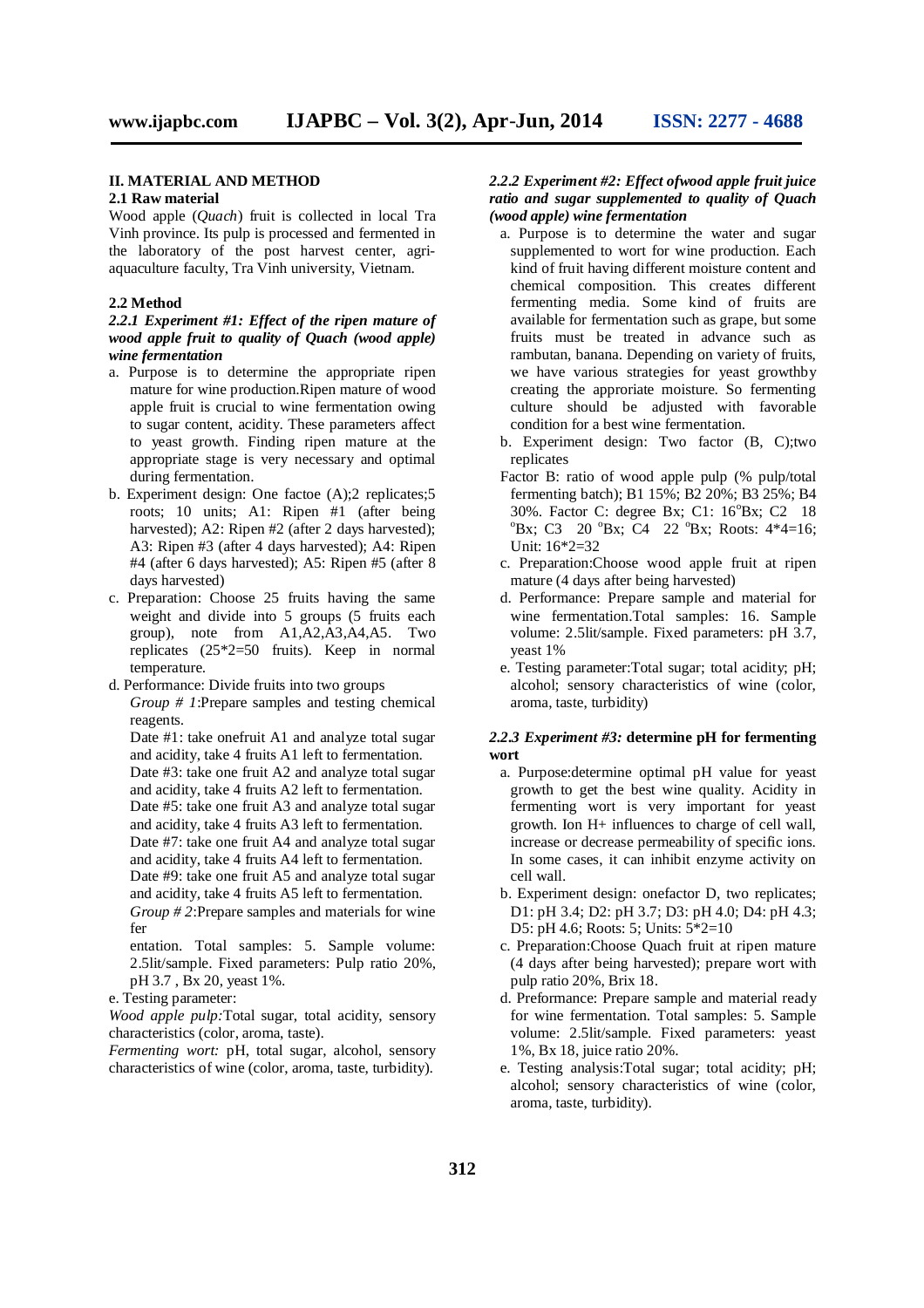## II. MATERIAL AND METHOD

### 2.1 Raw material

Wood apple (*Quach*) fruit is collected in local Tra Vinh province. Its pulp is processed and fermented in the laboratory of the post harvest center, agri-aquaculture faculty, Tra Vinh university, Vietnam.

### 2.2 Method

#### *2.2.1 Experiment #1: Effect of the ripen mature of wood apple fruit to quality of Quach (wood apple) wine fermentation*

a. Purpose is to determine the appropriate ripen mature for wine production.Ripen mature of wood apple fruit is crucial to wine fermentation owing to sugar content, acidity. These parameters affect to yeast growth. Finding ripen mature at the appropriate stage is very necessary and optimal during fermentation.

b. Experiment design: One factoe (A);2 replicates;5 roots; 10 units; A1: Ripen #1 (after being harvested); A2: Ripen #2 (after 2 days harvested); A3: Ripen #3 (after 4 days harvested); A4: Ripen #4 (after 6 days harvested); A5: Ripen #5 (after 8 days harvested)

c. Preparation: Choose 25 fruits having the same weight and divide into 5 groups (5 fruits each group), note from A1,A2,A3,A4,A5. Two replicates (25*2=50 fruits). Keep in normal temperature.

d. Performance: Divide fruits into two groups

*Group # 1*:Prepare samples and testing chemical reagents.

Date #1: take onefruit A1 and analyze total sugar and acidity, take 4 fruits A1 left to fermentation.
Date #3: take one fruit A2 and analyze total sugar and acidity, take 4 fruits A2 left to fermentation.
Date #5: take one fruit A3 and analyze total sugar and acidity, take 4 fruits A3 left to fermentation.
Date #7: take one fruit A4 and analyze total sugar and acidity, take 4 fruits A4 left to fermentation.
Date #9: take one fruit A5 and analyze total sugar and acidity, take 4 fruits A5 left to fermentation.

*Group # 2*:Prepare samples and materials for wine fer

entation. Total samples: 5. Sample volume: 2.5lit/sample. Fixed parameters: Pulp ratio 20%, pH 3.7 , Bx 20, yeast 1%.

e. Testing parameter:

*Wood apple pulp:*Total sugar, total acidity, sensory characteristics (color, aroma, taste).

*Fermenting wort:* pH, total sugar, alcohol, sensory characteristics of wine (color, aroma, taste, turbidity).

#### *2.2.2 Experiment #2: Effect ofwood apple fruit juice ratio and sugar supplemented to quality of Quach (wood apple) wine fermentation*

a. Purpose is to determine the water and sugar supplemented to wort for wine production. Each kind of fruit having different moisture content and chemical composition. This creates different fermenting media. Some kind of fruits are available for fermentation such as grape, but some fruits must be treated in advance such as rambutan, banana. Depending on variety of fruits, we have various strategies for yeast growthby creating the approriate moisture. So fermenting culture should be adjusted with favorable condition for a best wine fermentation.

b. Experiment design: Two factor (B, C);two replicates

Factor B: ratio of wood apple pulp (% pulp/total fermenting batch); B1 15%; B2 20%; B3 25%; B4 30%. Factor C: degree Bx; C1: 16°Bx; C2 18 °Bx; C3 20 °Bx; C4 22 °Bx; Roots: 4*4=16; Unit: 16*2=32

c. Preparation:Choose wood apple fruit at ripen mature (4 days after being harvested)

d. Performance: Prepare sample and material for wine fermentation.Total samples: 16. Sample volume: 2.5lit/sample. Fixed parameters: pH 3.7, yeast 1%

e. Testing parameter:Total sugar; total acidity; pH; alcohol; sensory characteristics of wine (color, aroma, taste, turbidity)

#### *2.2.3 Experiment #3:* **determine pH for fermenting wort**

a. Purpose:determine optimal pH value for yeast growth to get the best wine quality. Acidity in fermenting wort is very important for yeast growth. Ion H+ influences to charge of cell wall, increase or decrease permeability of specific ions. In some cases, it can inhibit enzyme activity on cell wall.

b. Experiment design: onefactor D, two replicates; D1: pH 3.4; D2: pH 3.7; D3: pH 4.0; D4: pH 4.3; D5: pH 4.6; Roots: 5; Units: 5*2=10

c. Preparation:Choose Quach fruit at ripen mature (4 days after being harvested); prepare wort with pulp ratio 20%, Brix 18.

d. Preformance: Prepare sample and material ready for wine fermentation. Total samples: 5. Sample volume: 2.5lit/sample. Fixed parameters: yeast 1%, Bx 18, juice ratio 20%.

e. Testing analysis:Total sugar; total acidity; pH; alcohol; sensory characteristics of wine (color, aroma, taste, turbidity).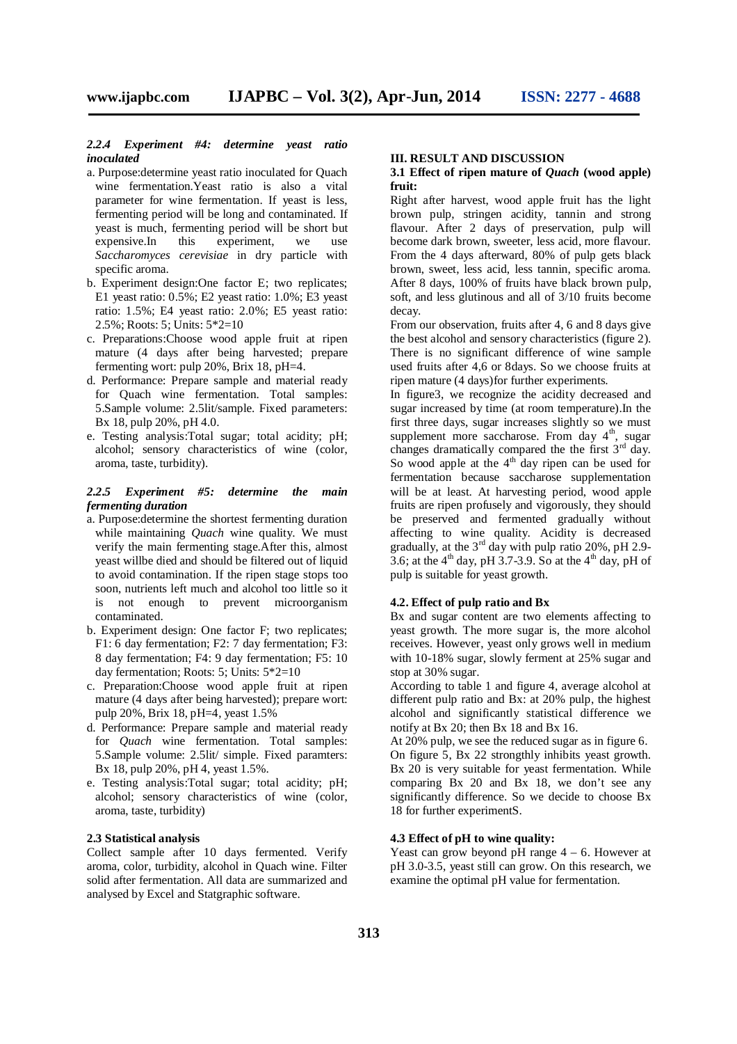#### *2.2.4 Experiment #4: determine yeast ratio inoculated*

a. Purpose:determine yeast ratio inoculated for Quach wine fermentation.Yeast ratio is also a vital parameter for wine fermentation. If yeast is less, fermenting period will be long and contaminated. If yeast is much, fermenting period will be short but expensive.In this experiment, we use *Saccharomyces cerevisiae* in dry particle with specific aroma.
b. Experiment design:One factor E; two replicates; E1 yeast ratio: 0.5%; E2 yeast ratio: 1.0%; E3 yeast ratio: 1.5%; E4 yeast ratio: 2.0%; E5 yeast ratio: 2.5%; Roots: 5; Units: 5*2=10
c. Preparations:Choose wood apple fruit at ripen mature (4 days after being harvested; prepare fermenting wort: pulp 20%, Brix 18, pH=4.
d. Performance: Prepare sample and material ready for Quach wine fermentation. Total samples: 5.Sample volume: 2.5lit/sample. Fixed parameters: Bx 18, pulp 20%, pH 4.0.
e. Testing analysis:Total sugar; total acidity; pH; alcohol; sensory characteristics of wine (color, aroma, taste, turbidity).

#### *2.2.5 Experiment #5: determine the main fermenting duration*

a. Purpose:determine the shortest fermenting duration while maintaining *Quach* wine quality. We must verify the main fermenting stage.After this, almost yeast willbe died and should be filtered out of liquid to avoid contamination. If the ripen stage stops too soon, nutrients left much and alcohol too little so it is not enough to prevent microorganism contaminated.
b. Experiment design: One factor F; two replicates; F1: 6 day fermentation; F2: 7 day fermentation; F3: 8 day fermentation; F4: 9 day fermentation; F5: 10 day fermentation; Roots: 5; Units: 5*2=10
c. Preparation:Choose wood apple fruit at ripen mature (4 days after being harvested); prepare wort: pulp 20%, Brix 18, pH=4, yeast 1.5%
d. Performance: Prepare sample and material ready for *Quach* wine fermentation. Total samples: 5.Sample volume: 2.5lit/ simple. Fixed paramters: Bx 18, pulp 20%, pH 4, yeast 1.5%.
e. Testing analysis:Total sugar; total acidity; pH; alcohol; sensory characteristics of wine (color, aroma, taste, turbidity)

### 2.3 Statistical analysis

Collect sample after 10 days fermented. Verify aroma, color, turbidity, alcohol in Quach wine. Filter solid after fermentation. All data are summarized and analysed by Excel and Statgraphic software.

## III. RESULT AND DISCUSSION

### 3.1 Effect of ripen mature of *Quach* (wood apple) fruit:

Right after harvest, wood apple fruit has the light brown pulp, stringen acidity, tannin and strong flavour. After 2 days of preservation, pulp will become dark brown, sweeter, less acid, more flavour. From the 4 days afterward, 80% of pulp gets black brown, sweet, less acid, less tannin, specific aroma. After 8 days, 100% of fruits have black brown pulp, soft, and less glutinous and all of 3/10 fruits become decay.

From our observation, fruits after 4, 6 and 8 days give the best alcohol and sensory characteristics (figure 2). There is no significant difference of wine sample used fruits after 4,6 or 8days. So we choose fruits at ripen mature (4 days)for further experiments.

In figure3, we recognize the acidity decreased and sugar increased by time (at room temperature).In the first three days, sugar increases slightly so we must supplement more saccharose. From day 4$^{th}$, sugar changes dramatically compared the the first 3$^{rd}$ day. So wood apple at the 4$^{th}$ day ripen can be used for fermentation because saccharose supplementation will be at least. At harvesting period, wood apple fruits are ripen profusely and vigorously, they should be preserved and fermented gradually without affecting to wine quality. Acidity is decreased gradually, at the 3$^{rd}$ day with pulp ratio 20%, pH 2.9-3.6; at the 4$^{th}$ day, pH 3.7-3.9. So at the 4$^{th}$ day, pH of pulp is suitable for yeast growth.

### 4.2. Effect of pulp ratio and Bx

Bx and sugar content are two elements affecting to yeast growth. The more sugar is, the more alcohol receives. However, yeast only grows well in medium with 10-18% sugar, slowly ferment at 25% sugar and stop at 30% sugar.

According to table 1 and figure 4, average alcohol at different pulp ratio and Bx: at 20% pulp, the highest alcohol and significantly statistical difference we notify at Bx 20; then Bx 18 and Bx 16.

At 20% pulp, we see the reduced sugar as in figure 6. On figure 5, Bx 22 strongthly inhibits yeast growth. Bx 20 is very suitable for yeast fermentation. While comparing Bx 20 and Bx 18, we don't see any significantly difference. So we decide to choose Bx 18 for further experimentS.

### 4.3 Effect of pH to wine quality:

Yeast can grow beyond pH range 4 – 6. However at pH 3.0-3.5, yeast still can grow. On this research, we examine the optimal pH value for fermentation.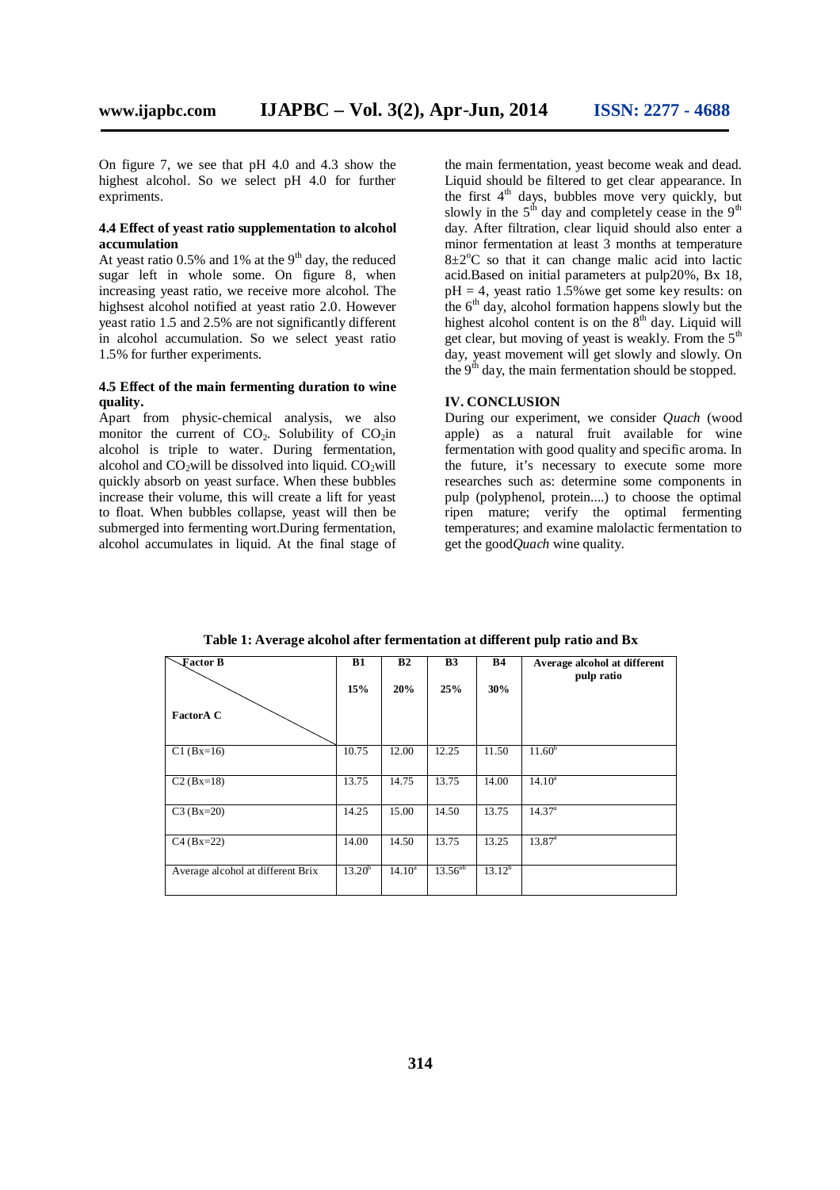On figure 7, we see that pH 4.0 and 4.3 show the highest alcohol. So we select pH 4.0 for further expriments.

#### 4.4 Effect of yeast ratio supplementation to alcohol accumulation

At yeast ratio 0.5% and 1% at the 9th day, the reduced sugar left in whole some. On figure 8, when increasing yeast ratio, we receive more alcohol. The highsest alcohol notified at yeast ratio 2.0. However yeast ratio 1.5 and 2.5% are not significantly different in alcohol accumulation. So we select yeast ratio 1.5% for further experiments.

#### 4.5 Effect of the main fermenting duration to wine quality.

Apart from physic-chemical analysis, we also monitor the current of $CO_2$. Solubility of $CO_2$in alcohol is triple to water. During fermentation, alcohol and $CO_2$will be dissolved into liquid. $CO_2$will quickly absorb on yeast surface. When these bubbles increase their volume, this will create a lift for yeast to float. When bubbles collapse, yeast will then be submerged into fermenting wort.During fermentation, alcohol accumulates in liquid. At the final stage of the main fermentation, yeast become weak and dead. Liquid should be filtered to get clear appearance. In the first 4th days, bubbles move very quickly, but slowly in the 5th day and completely cease in the 9th day. After filtration, clear liquid should also enter a minor fermentation at least 3 months at temperature 8±2°C so that it can change malic acid into lactic acid.Based on initial parameters at pulp20%, Bx 18, pH = 4, yeast ratio 1.5%we get some key results: on the 6th day, alcohol formation happens slowly but the highest alcohol content is on the 8th day. Liquid will get clear, but moving of yeast is weakly. From the 5th day, yeast movement will get slowly and slowly. On the 9th day, the main fermentation should be stopped.

## IV. CONCLUSION

During our experiment, we consider *Quach* (wood apple) as a natural fruit available for wine fermentation with good quality and specific aroma. In the future, it's necessary to execute some more researches such as: determine some components in pulp (polyphenol, protein....) to choose the optimal ripen mature; verify the optimal fermenting temperatures; and examine malolactic fermentation to get the good*Quach* wine quality.

**Table 1: Average alcohol after fermentation at different pulp ratio and Bx**

| Factor B / FactorA C | B1 15% | B2 20% | B3 25% | B4 30% | Average alcohol at different pulp ratio |
|---|---|---|---|---|---|
| C1 (Bx=16) | 10.75 | 12.00 | 12.25 | 11.50 | 11.60[b] |
| C2 (Bx=18) | 13.75 | 14.75 | 13.75 | 14.00 | 14.10[a] |
| C3 (Bx=20) | 14.25 | 15.00 | 14.50 | 13.75 | 14.37[a] |
| C4 (Bx=22) | 14.00 | 14.50 | 13.75 | 13.25 | 13.87[a] |
| Average alcohol at different Brix | 13.20[b] | 14.10[a] | 13.56[ab] | 13.12[b] | |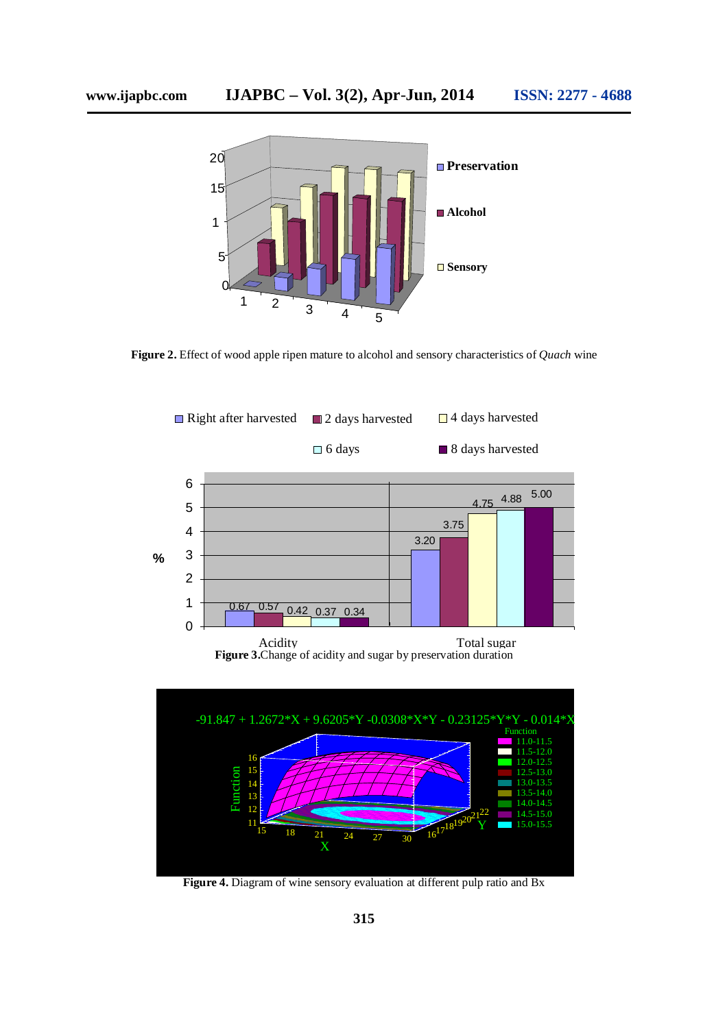**Figure 2.** Effect of wood apple ripen mature to alcohol and sensory characteristics of *Quach* wine

**Figure 3.** Change of acidity and sugar by preservation duration

**Figure 4.** Diagram of wine sensory evaluation at different pulp ratio and Bx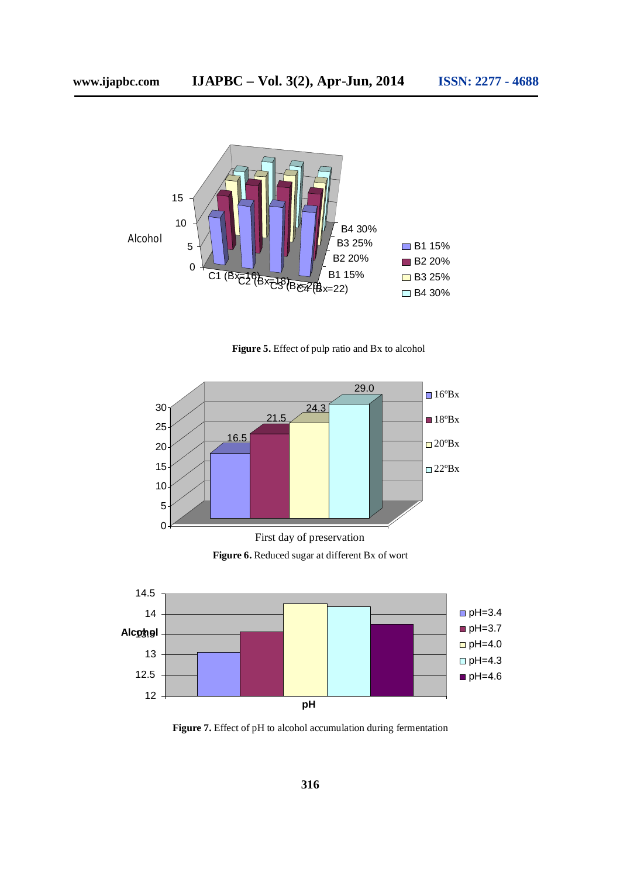Figure 5. Effect of pulp ratio and Bx to alcohol

Figure 6. Reduced sugar at different Bx of wort

Figure 7. Effect of pH to alcohol accumulation during fermentation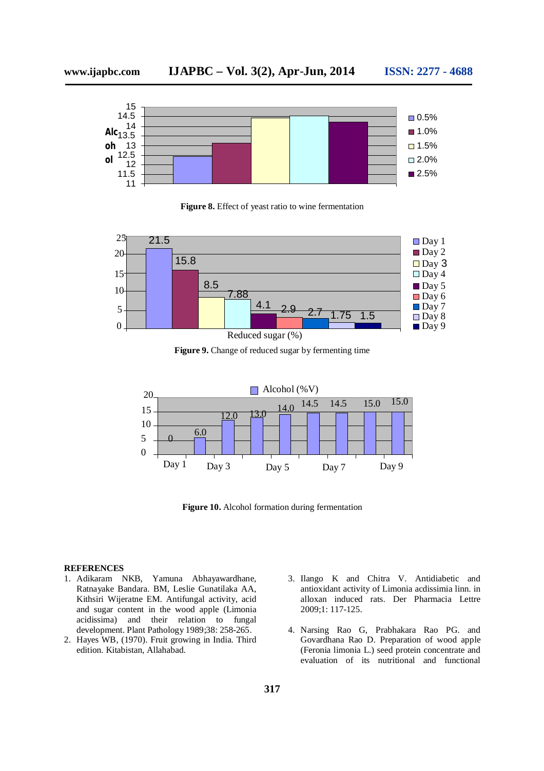**Figure 8.** Effect of yeast ratio to wine fermentation

**Figure 9.** Change of reduced sugar by fermenting time

**Figure 10.** Alcohol formation during fermentation

## REFERENCES

1. Adikaram NKB, Yamuna Abhayawardhane, Ratnayake Bandara. BM, Leslie Gunatilaka AA, Kithsiri Wijeratne EM. Antifungal activity, acid and sugar content in the wood apple (Limonia acidissima) and their relation to fungal development. Plant Pathology 1989;38: 258-265.
2. Hayes WB, (1970). Fruit growing in India. Third edition. Kitabistan, Allahabad.
3. Ilango K and Chitra V. Antidiabetic and antioxidant activity of Limonia acdissima linn. in alloxan induced rats. Der Pharmacia Lettre 2009;1: 117-125.
4. Narsing Rao G, Prabhakara Rao PG. and Govardhana Rao D. Preparation of wood apple (Feronia limonia L.) seed protein concentrate and evaluation of its nutritional and functional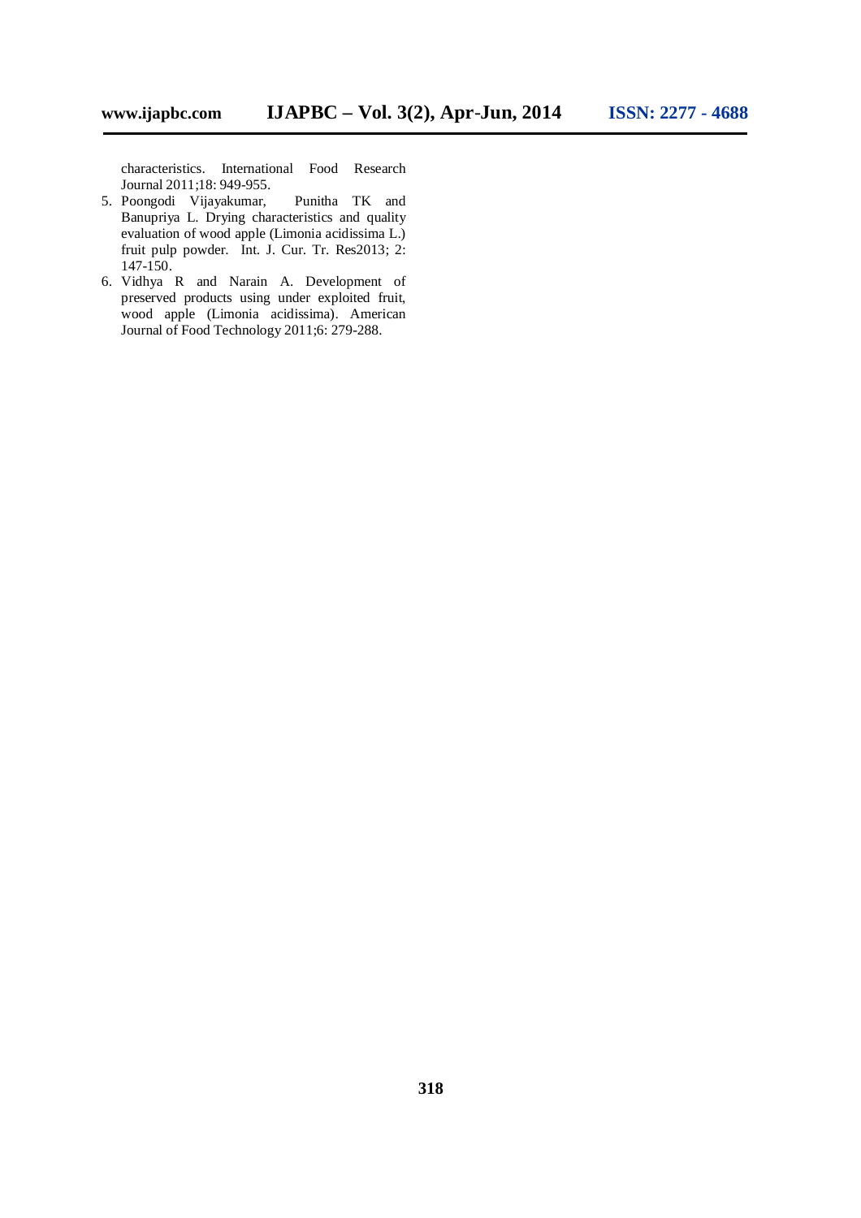characteristics. International Food Research Journal 2011;18: 949-955.

5. Poongodi Vijayakumar, Punitha TK and Banupriya L. Drying characteristics and quality evaluation of wood apple (Limonia acidissima L.) fruit pulp powder. Int. J. Cur. Tr. Res2013; 2: 147-150.
6. Vidhya R and Narain A. Development of preserved products using under exploited fruit, wood apple (Limonia acidissima). American Journal of Food Technology 2011;6: 279-288.